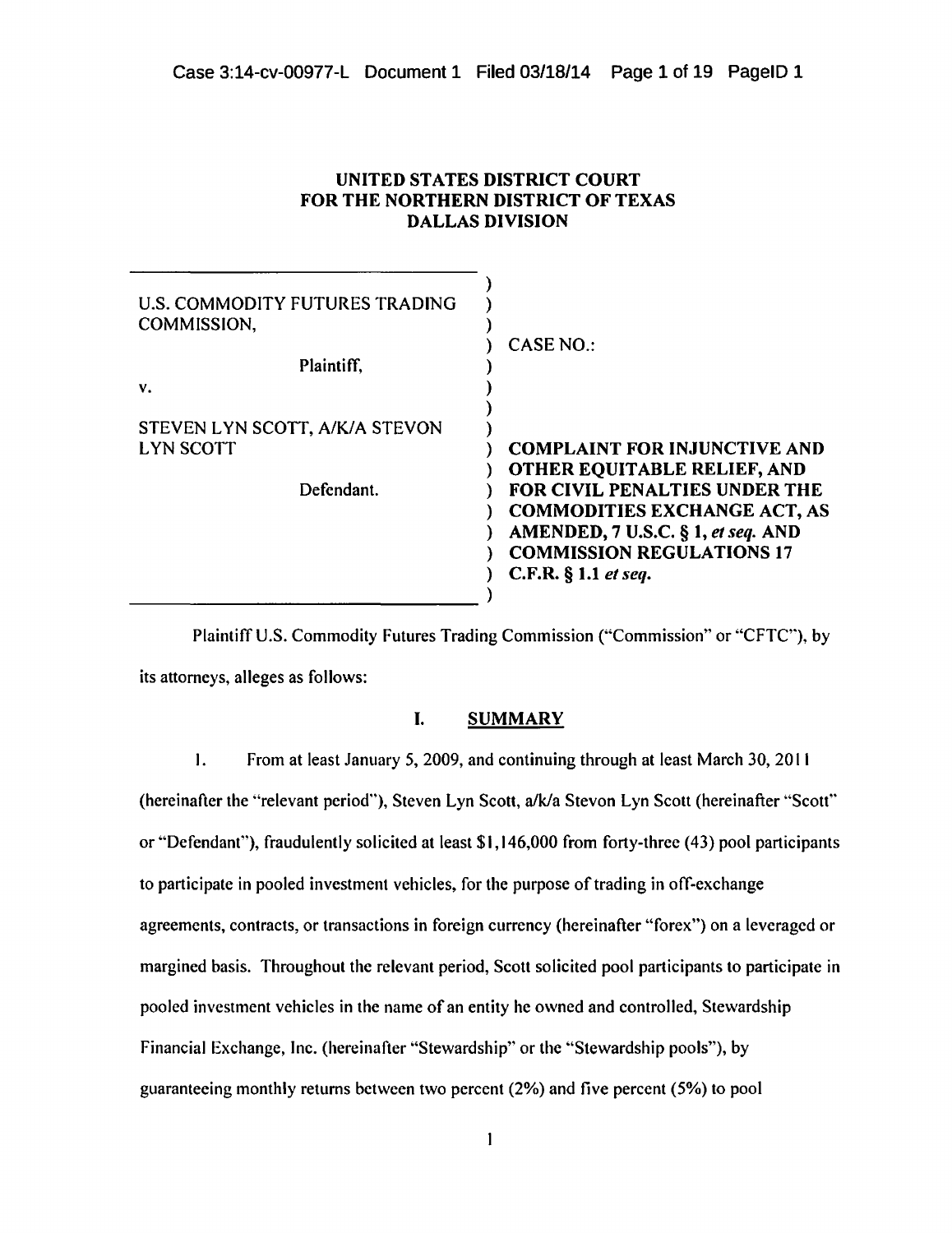# UNITED STATES DISTRICT COURT
# FOR THE NORTHERN DISTRICT OF TEXAS
# DALLAS DIVISION

| | |
|---|---|
| U.S. COMMODITY FUTURES TRADING COMMISSION,<br><br>Plaintiff,<br><br>v.<br><br>STEVEN LYN SCOTT, A/K/A STEVON LYN SCOTT<br><br>Defendant. | CASE NO.:<br><br>**COMPLAINT FOR INJUNCTIVE AND OTHER EQUITABLE RELIEF, AND FOR CIVIL PENALTIES UNDER THE COMMODITIES EXCHANGE ACT, AS AMENDED, 7 U.S.C. § 1, *et seq.* AND COMMISSION REGULATIONS 17 C.F.R. § 1.1 *et seq.*** |

Plaintiff U.S. Commodity Futures Trading Commission ("Commission" or "CFTC"), by its attorneys, alleges as follows:

## I. SUMMARY

1. From at least January 5, 2009, and continuing through at least March 30, 2011 (hereinafter the "relevant period"), Steven Lyn Scott, a/k/a Stevon Lyn Scott (hereinafter "Scott" or "Defendant"), fraudulently solicited at least $1,146,000 from forty-three (43) pool participants to participate in pooled investment vehicles, for the purpose of trading in off-exchange agreements, contracts, or transactions in foreign currency (hereinafter "forex") on a leveraged or margined basis. Throughout the relevant period, Scott solicited pool participants to participate in pooled investment vehicles in the name of an entity he owned and controlled, Stewardship Financial Exchange, Inc. (hereinafter "Stewardship" or the "Stewardship pools"), by guaranteeing monthly returns between two percent (2%) and five percent (5%) to pool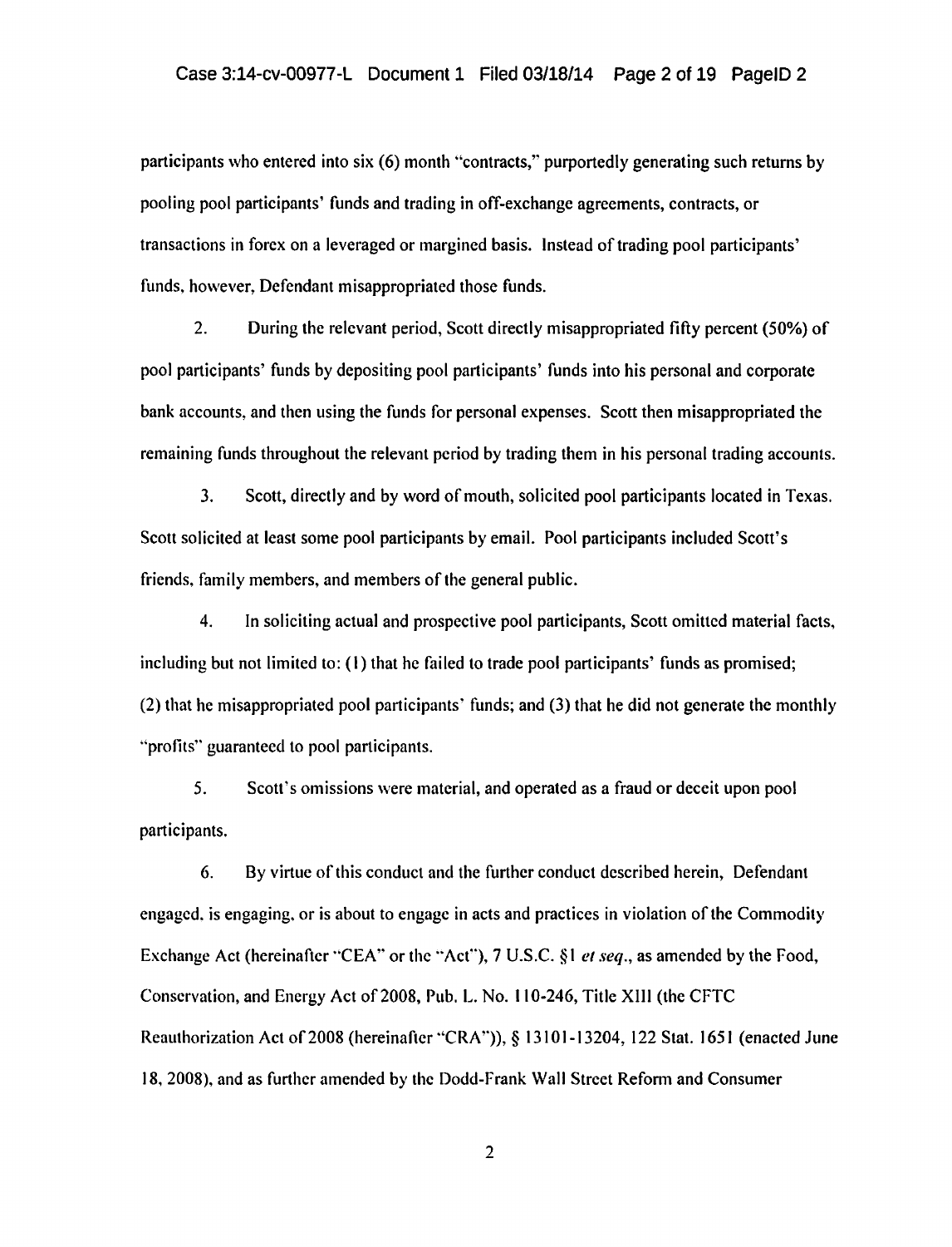participants who entered into six (6) month "contracts," purportedly generating such returns by pooling pool participants' funds and trading in off-exchange agreements, contracts, or transactions in forex on a leveraged or margined basis. Instead of trading pool participants' funds, however, Defendant misappropriated those funds.

2. During the relevant period, Scott directly misappropriated fifty percent (50%) of pool participants' funds by depositing pool participants' funds into his personal and corporate bank accounts, and then using the funds for personal expenses. Scott then misappropriated the remaining funds throughout the relevant period by trading them in his personal trading accounts.

3. Scott, directly and by word of mouth, solicited pool participants located in Texas. Scott solicited at least some pool participants by email. Pool participants included Scott's friends, family members, and members of the general public.

4. In soliciting actual and prospective pool participants, Scott omitted material facts, including but not limited to: (1) that he failed to trade pool participants' funds as promised; (2) that he misappropriated pool participants' funds; and (3) that he did not generate the monthly "profits" guaranteed to pool participants.

5. Scott's omissions were material, and operated as a fraud or deceit upon pool participants.

6. By virtue of this conduct and the further conduct described herein, Defendant engaged, is engaging, or is about to engage in acts and practices in violation of the Commodity Exchange Act (hereinafter "CEA" or the "Act"), 7 U.S.C. §1 *et seq.*, as amended by the Food, Conservation, and Energy Act of 2008, Pub. L. No. 110-246, Title XIII (the CFTC Reauthorization Act of 2008 (hereinafter "CRA")), § 13101-13204, 122 Stat. 1651 (enacted June 18, 2008), and as further amended by the Dodd-Frank Wall Street Reform and Consumer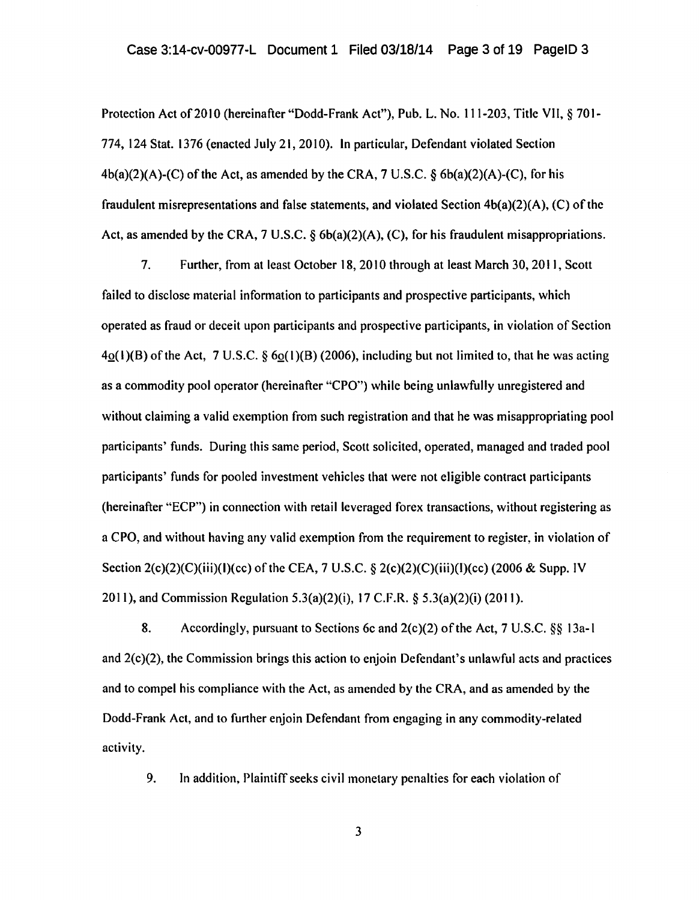Protection Act of 2010 (hereinafter "Dodd-Frank Act"), Pub. L. No. 111-203, Title VII, § 701-774, 124 Stat. 1376 (enacted July 21, 2010). In particular, Defendant violated Section 4b(a)(2)(A)-(C) of the Act, as amended by the CRA, 7 U.S.C. § 6b(a)(2)(A)-(C), for his fraudulent misrepresentations and false statements, and violated Section 4b(a)(2)(A), (C) of the Act, as amended by the CRA, 7 U.S.C. § 6b(a)(2)(A), (C), for his fraudulent misappropriations.

7. Further, from at least October 18, 2010 through at least March 30, 2011, Scott failed to disclose material information to participants and prospective participants, which operated as fraud or deceit upon participants and prospective participants, in violation of Section 4o(1)(B) of the Act, 7 U.S.C. § 6o(1)(B) (2006), including but not limited to, that he was acting as a commodity pool operator (hereinafter "CPO") while being unlawfully unregistered and without claiming a valid exemption from such registration and that he was misappropriating pool participants' funds. During this same period, Scott solicited, operated, managed and traded pool participants' funds for pooled investment vehicles that were not eligible contract participants (hereinafter "ECP") in connection with retail leveraged forex transactions, without registering as a CPO, and without having any valid exemption from the requirement to register, in violation of Section 2(c)(2)(C)(iii)(I)(cc) of the CEA, 7 U.S.C. § 2(c)(2)(C)(iii)(I)(cc) (2006 & Supp. IV 2011), and Commission Regulation 5.3(a)(2)(i), 17 C.F.R. § 5.3(a)(2)(i) (2011).

8. Accordingly, pursuant to Sections 6c and 2(c)(2) of the Act, 7 U.S.C. §§ 13a-1 and 2(c)(2), the Commission brings this action to enjoin Defendant's unlawful acts and practices and to compel his compliance with the Act, as amended by the CRA, and as amended by the Dodd-Frank Act, and to further enjoin Defendant from engaging in any commodity-related activity.

9. In addition, Plaintiff seeks civil monetary penalties for each violation of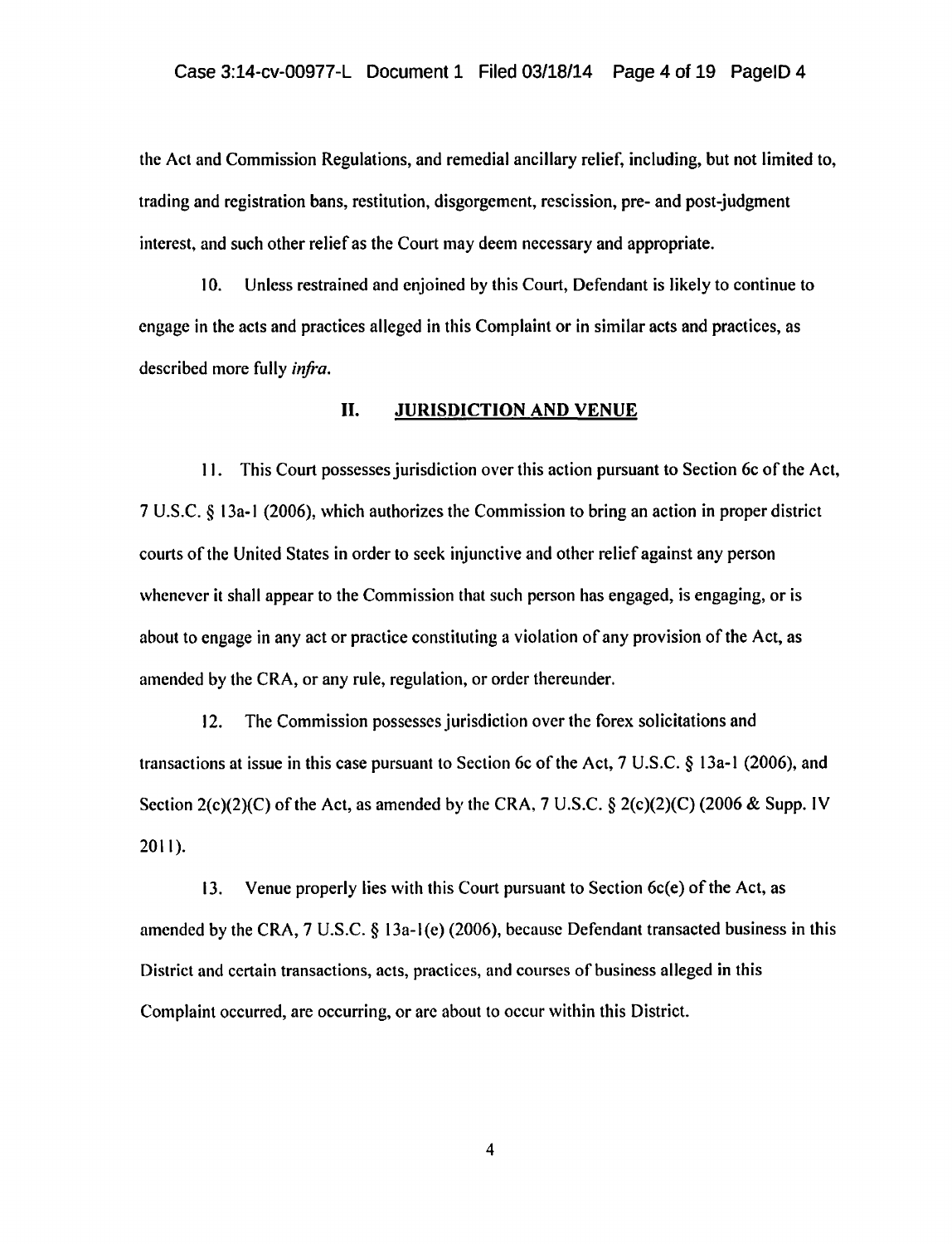the Act and Commission Regulations, and remedial ancillary relief, including, but not limited to, trading and registration bans, restitution, disgorgement, rescission, pre- and post-judgment interest, and such other relief as the Court may deem necessary and appropriate.

10. Unless restrained and enjoined by this Court, Defendant is likely to continue to engage in the acts and practices alleged in this Complaint or in similar acts and practices, as described more fully *infra*.

## II. JURISDICTION AND VENUE

11. This Court possesses jurisdiction over this action pursuant to Section 6c of the Act, 7 U.S.C. § 13a-1 (2006), which authorizes the Commission to bring an action in proper district courts of the United States in order to seek injunctive and other relief against any person whenever it shall appear to the Commission that such person has engaged, is engaging, or is about to engage in any act or practice constituting a violation of any provision of the Act, as amended by the CRA, or any rule, regulation, or order thereunder.

12. The Commission possesses jurisdiction over the forex solicitations and transactions at issue in this case pursuant to Section 6c of the Act, 7 U.S.C. § 13a-1 (2006), and Section 2(c)(2)(C) of the Act, as amended by the CRA, 7 U.S.C. § 2(c)(2)(C) (2006 & Supp. IV 2011).

13. Venue properly lies with this Court pursuant to Section 6c(e) of the Act, as amended by the CRA, 7 U.S.C. § 13a-1(e) (2006), because Defendant transacted business in this District and certain transactions, acts, practices, and courses of business alleged in this Complaint occurred, are occurring, or are about to occur within this District.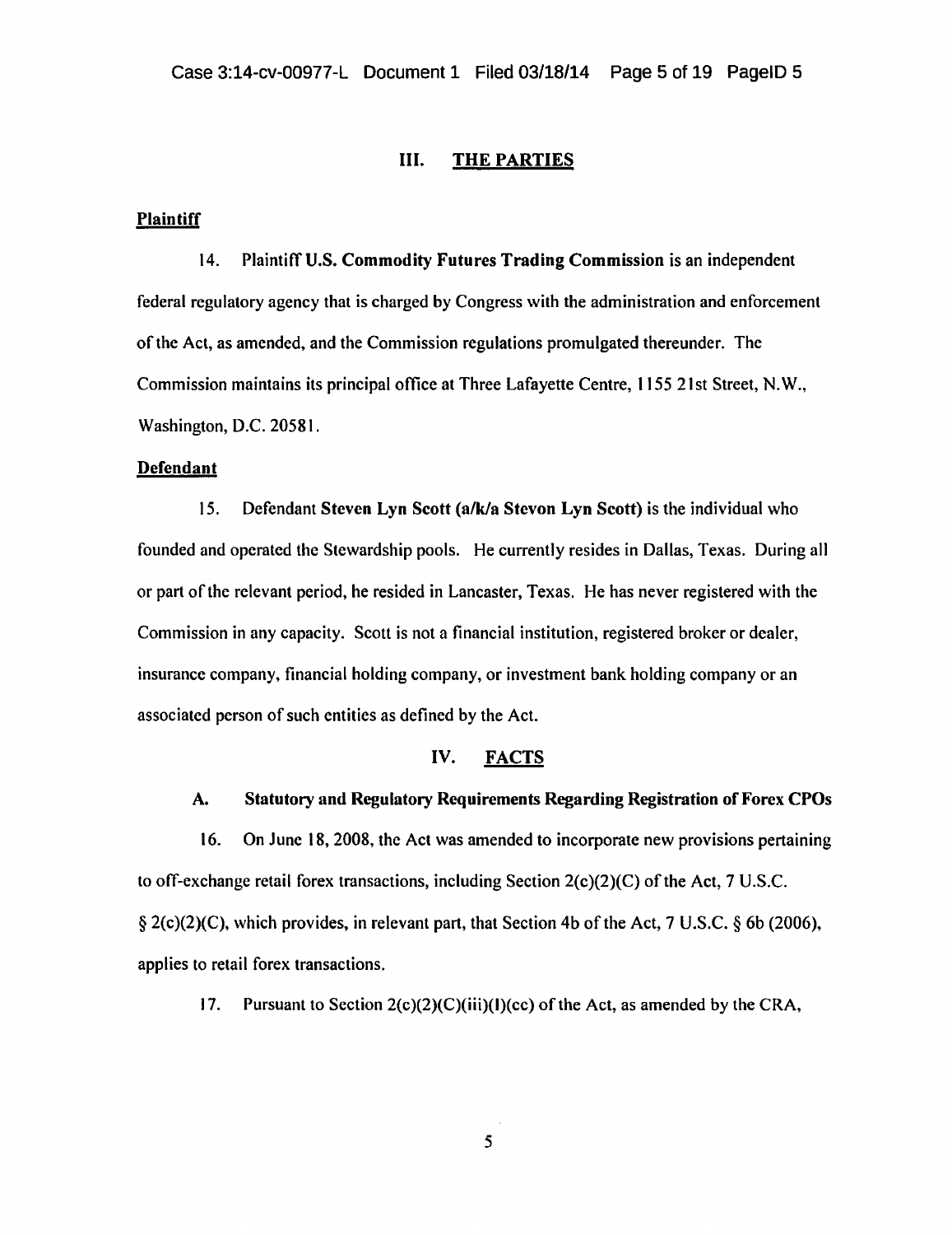## III. THE PARTIES

**Plaintiff**

14. Plaintiff **U.S. Commodity Futures Trading Commission** is an independent federal regulatory agency that is charged by Congress with the administration and enforcement of the Act, as amended, and the Commission regulations promulgated thereunder. The Commission maintains its principal office at Three Lafayette Centre, 1155 21st Street, N.W., Washington, D.C. 20581.

**Defendant**

15. Defendant **Steven Lyn Scott (a/k/a Stevon Lyn Scott)** is the individual who founded and operated the Stewardship pools. He currently resides in Dallas, Texas. During all or part of the relevant period, he resided in Lancaster, Texas. He has never registered with the Commission in any capacity. Scott is not a financial institution, registered broker or dealer, insurance company, financial holding company, or investment bank holding company or an associated person of such entities as defined by the Act.

## IV. FACTS

### A. Statutory and Regulatory Requirements Regarding Registration of Forex CPOs

16. On June 18, 2008, the Act was amended to incorporate new provisions pertaining to off-exchange retail forex transactions, including Section 2(c)(2)(C) of the Act, 7 U.S.C. § 2(c)(2)(C), which provides, in relevant part, that Section 4b of the Act, 7 U.S.C. § 6b (2006), applies to retail forex transactions.

17. Pursuant to Section 2(c)(2)(C)(iii)(I)(cc) of the Act, as amended by the CRA,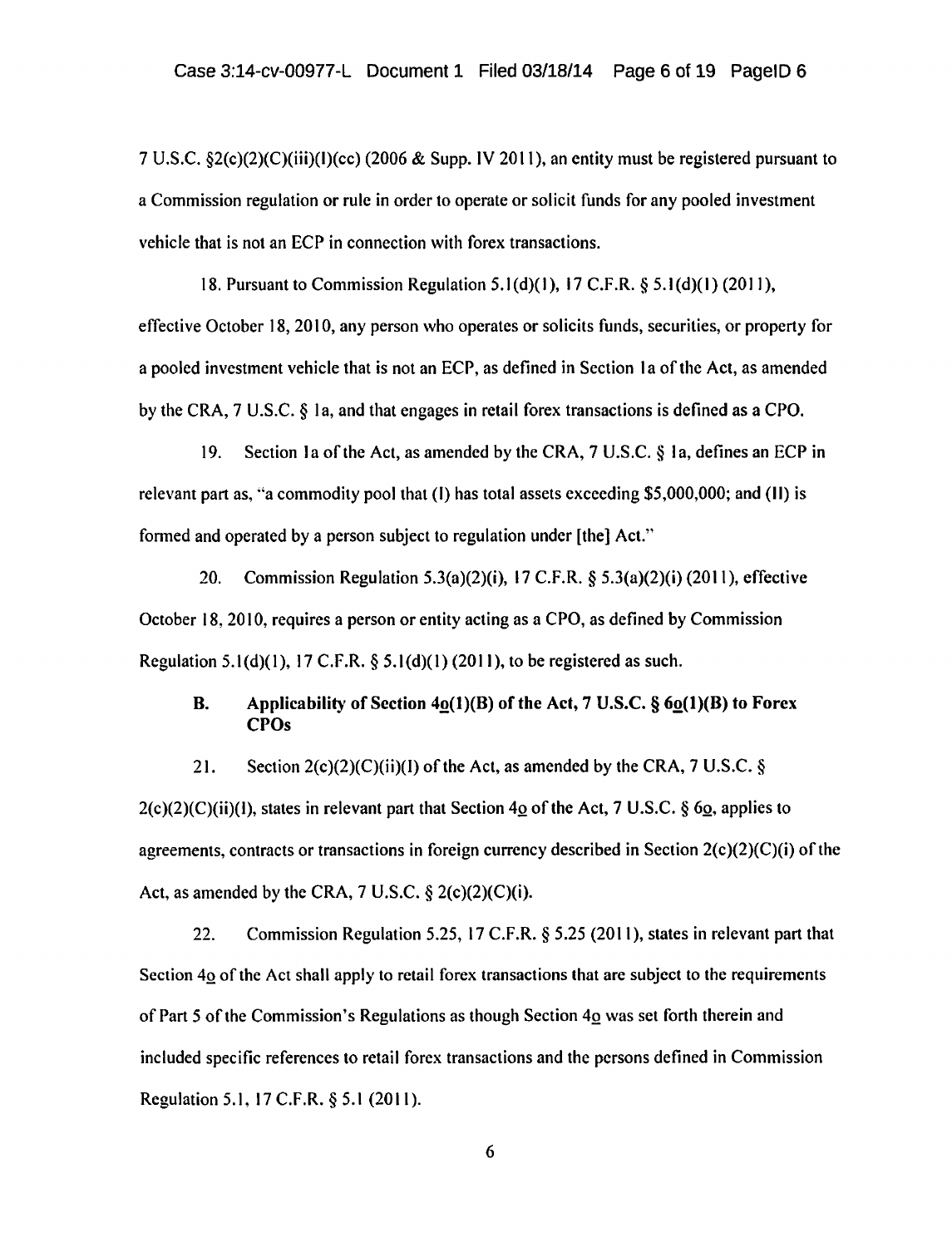7 U.S.C. §2(c)(2)(C)(iii)(I)(cc) (2006 & Supp. IV 2011), an entity must be registered pursuant to a Commission regulation or rule in order to operate or solicit funds for any pooled investment vehicle that is not an ECP in connection with forex transactions.

18. Pursuant to Commission Regulation 5.1(d)(1), 17 C.F.R. § 5.1(d)(1) (2011), effective October 18, 2010, any person who operates or solicits funds, securities, or property for a pooled investment vehicle that is not an ECP, as defined in Section 1a of the Act, as amended by the CRA, 7 U.S.C. § 1a, and that engages in retail forex transactions is defined as a CPO.

19. Section 1a of the Act, as amended by the CRA, 7 U.S.C. § 1a, defines an ECP in relevant part as, "a commodity pool that (I) has total assets exceeding $5,000,000; and (II) is formed and operated by a person subject to regulation under [the] Act."

20. Commission Regulation 5.3(a)(2)(i), 17 C.F.R. § 5.3(a)(2)(i) (2011), effective October 18, 2010, requires a person or entity acting as a CPO, as defined by Commission Regulation 5.1(d)(1), 17 C.F.R. § 5.1(d)(1) (2011), to be registered as such.

**B. Applicability of Section 4o(1)(B) of the Act, 7 U.S.C. § 6o(1)(B) to Forex CPOs**

21. Section 2(c)(2)(C)(ii)(I) of the Act, as amended by the CRA, 7 U.S.C. § 2(c)(2)(C)(ii)(I), states in relevant part that Section 4o of the Act, 7 U.S.C. § 6o, applies to agreements, contracts or transactions in foreign currency described in Section 2(c)(2)(C)(i) of the Act, as amended by the CRA, 7 U.S.C. § 2(c)(2)(C)(i).

22. Commission Regulation 5.25, 17 C.F.R. § 5.25 (2011), states in relevant part that Section 4o of the Act shall apply to retail forex transactions that are subject to the requirements of Part 5 of the Commission's Regulations as though Section 4o was set forth therein and included specific references to retail forex transactions and the persons defined in Commission Regulation 5.1, 17 C.F.R. § 5.1 (2011).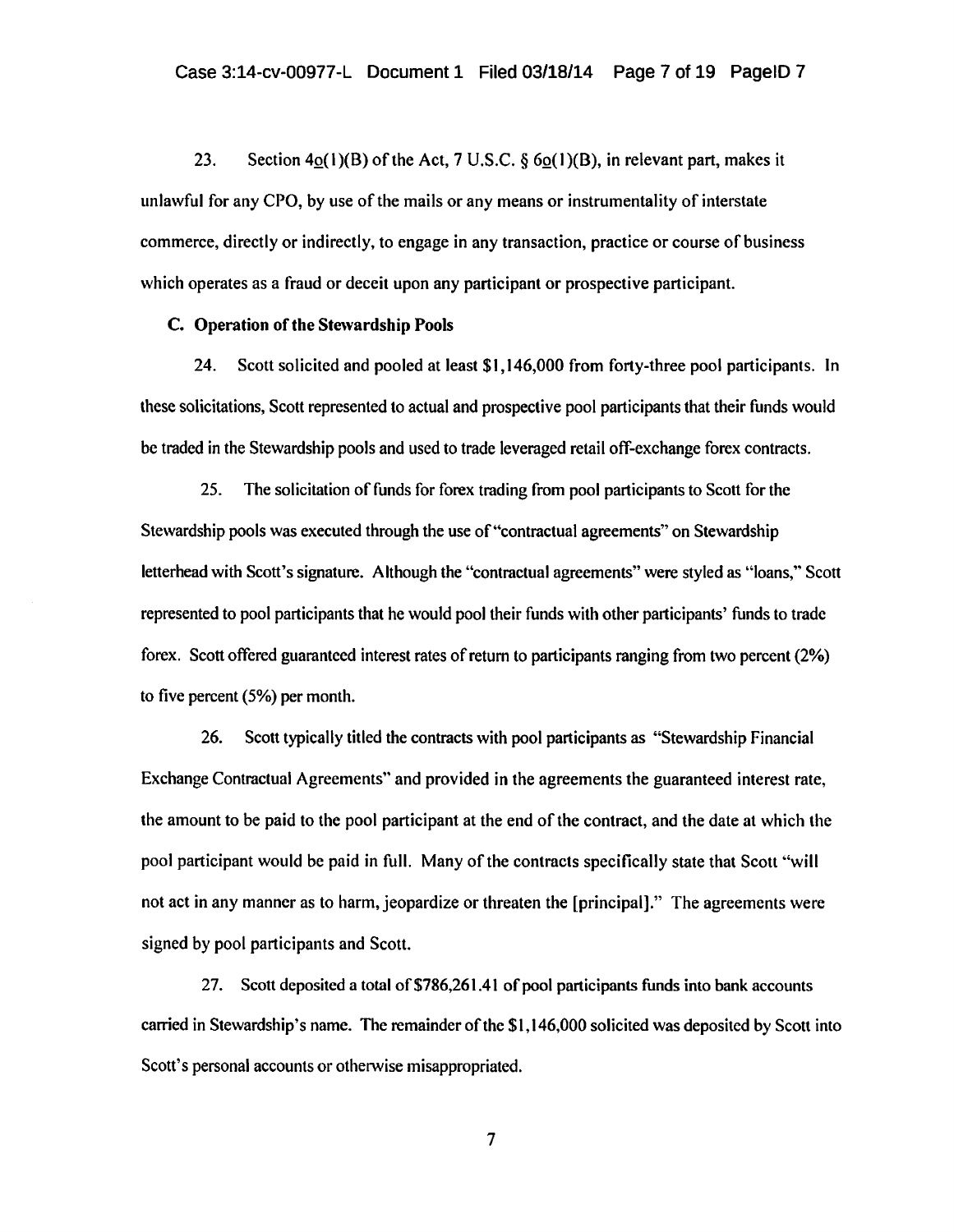23. Section 4o(1)(B) of the Act, 7 U.S.C. § 6o(1)(B), in relevant part, makes it unlawful for any CPO, by use of the mails or any means or instrumentality of interstate commerce, directly or indirectly, to engage in any transaction, practice or course of business which operates as a fraud or deceit upon any participant or prospective participant.

**C. Operation of the Stewardship Pools**

24. Scott solicited and pooled at least $1,146,000 from forty-three pool participants. In these solicitations, Scott represented to actual and prospective pool participants that their funds would be traded in the Stewardship pools and used to trade leveraged retail off-exchange forex contracts.

25. The solicitation of funds for forex trading from pool participants to Scott for the Stewardship pools was executed through the use of "contractual agreements" on Stewardship letterhead with Scott's signature. Although the "contractual agreements" were styled as "loans," Scott represented to pool participants that he would pool their funds with other participants' funds to trade forex. Scott offered guaranteed interest rates of return to participants ranging from two percent (2%) to five percent (5%) per month.

26. Scott typically titled the contracts with pool participants as "Stewardship Financial Exchange Contractual Agreements" and provided in the agreements the guaranteed interest rate, the amount to be paid to the pool participant at the end of the contract, and the date at which the pool participant would be paid in full. Many of the contracts specifically state that Scott "will not act in any manner as to harm, jeopardize or threaten the [principal]." The agreements were signed by pool participants and Scott.

27. Scott deposited a total of $786,261.41 of pool participants funds into bank accounts carried in Stewardship's name. The remainder of the $1,146,000 solicited was deposited by Scott into Scott's personal accounts or otherwise misappropriated.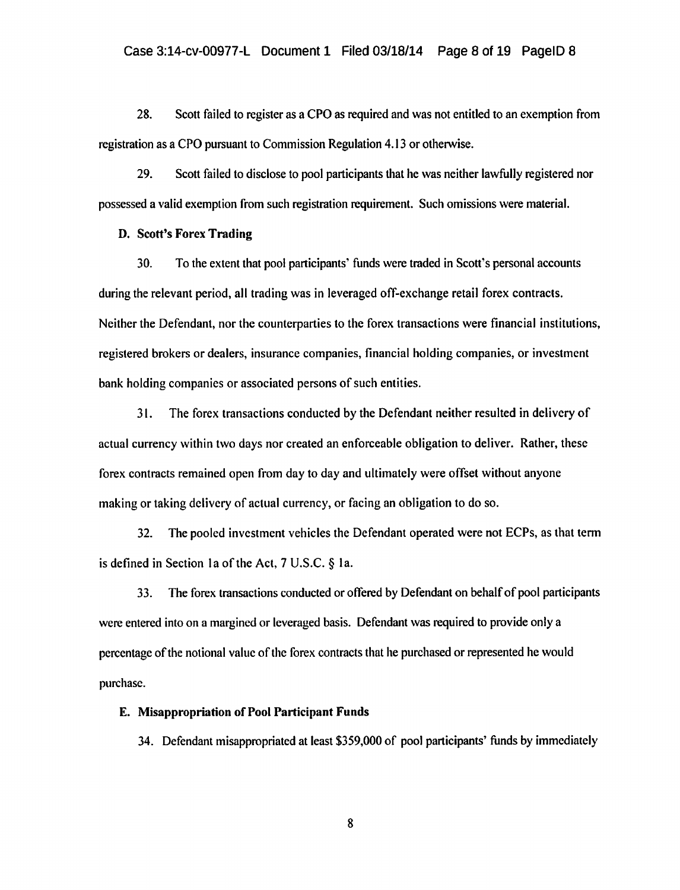28. Scott failed to register as a CPO as required and was not entitled to an exemption from registration as a CPO pursuant to Commission Regulation 4.13 or otherwise.

29. Scott failed to disclose to pool participants that he was neither lawfully registered nor possessed a valid exemption from such registration requirement. Such omissions were material.

**D. Scott's Forex Trading**

30. To the extent that pool participants' funds were traded in Scott's personal accounts during the relevant period, all trading was in leveraged off-exchange retail forex contracts. Neither the Defendant, nor the counterparties to the forex transactions were financial institutions, registered brokers or dealers, insurance companies, financial holding companies, or investment bank holding companies or associated persons of such entities.

31. The forex transactions conducted by the Defendant neither resulted in delivery of actual currency within two days nor created an enforceable obligation to deliver. Rather, these forex contracts remained open from day to day and ultimately were offset without anyone making or taking delivery of actual currency, or facing an obligation to do so.

32. The pooled investment vehicles the Defendant operated were not ECPs, as that term is defined in Section 1a of the Act, 7 U.S.C. § 1a.

33. The forex transactions conducted or offered by Defendant on behalf of pool participants were entered into on a margined or leveraged basis. Defendant was required to provide only a percentage of the notional value of the forex contracts that he purchased or represented he would purchase.

**E. Misappropriation of Pool Participant Funds**

34. Defendant misappropriated at least $359,000 of pool participants' funds by immediately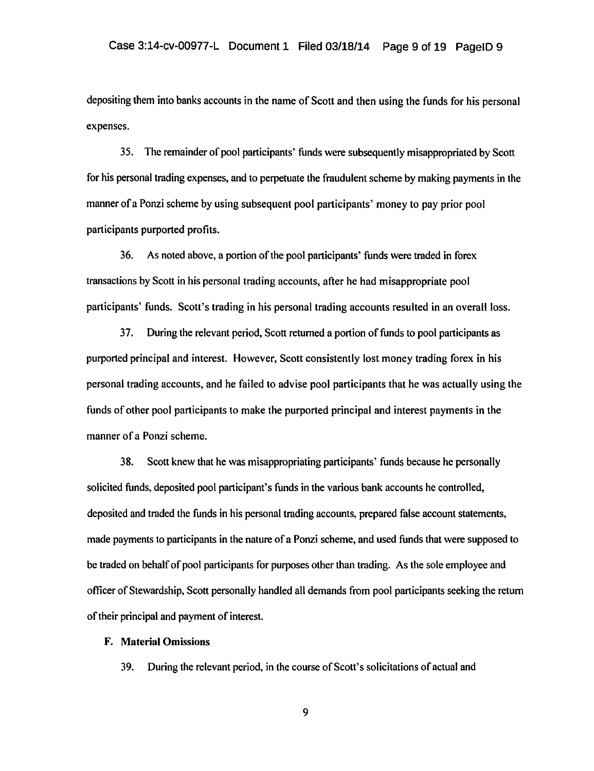depositing them into banks accounts in the name of Scott and then using the funds for his personal expenses.

35. The remainder of pool participants' funds were subsequently misappropriated by Scott for his personal trading expenses, and to perpetuate the fraudulent scheme by making payments in the manner of a Ponzi scheme by using subsequent pool participants' money to pay prior pool participants purported profits.

36. As noted above, a portion of the pool participants' funds were traded in forex transactions by Scott in his personal trading accounts, after he had misappropriate pool participants' funds. Scott's trading in his personal trading accounts resulted in an overall loss.

37. During the relevant period, Scott returned a portion of funds to pool participants as purported principal and interest. However, Scott consistently lost money trading forex in his personal trading accounts, and he failed to advise pool participants that he was actually using the funds of other pool participants to make the purported principal and interest payments in the manner of a Ponzi scheme.

38. Scott knew that he was misappropriating participants' funds because he personally solicited funds, deposited pool participant's funds in the various bank accounts he controlled, deposited and traded the funds in his personal trading accounts, prepared false account statements, made payments to participants in the nature of a Ponzi scheme, and used funds that were supposed to be traded on behalf of pool participants for purposes other than trading. As the sole employee and officer of Stewardship, Scott personally handled all demands from pool participants seeking the return of their principal and payment of interest.

**F. Material Omissions**

39. During the relevant period, in the course of Scott's solicitations of actual and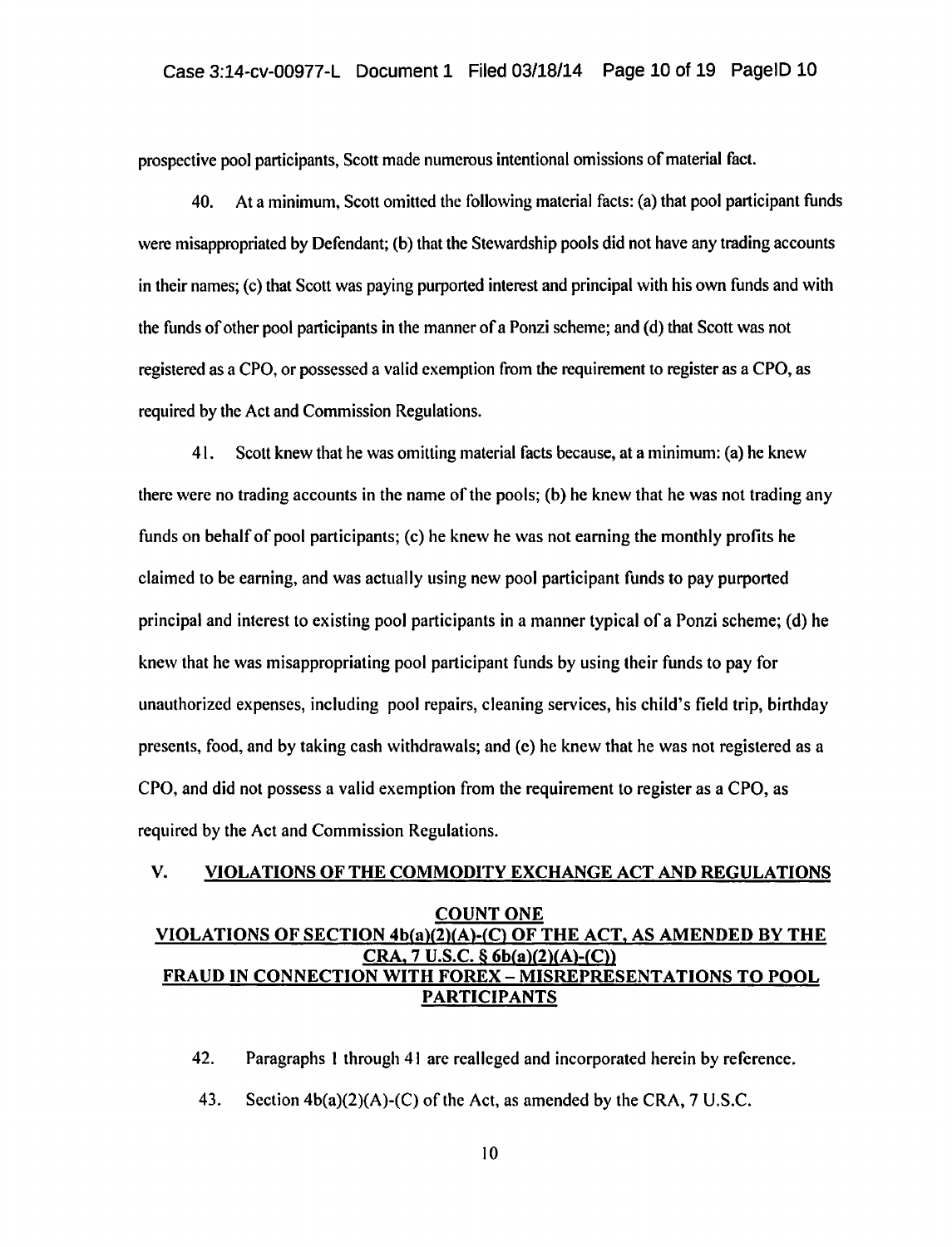prospective pool participants, Scott made numerous intentional omissions of material fact.

40. At a minimum, Scott omitted the following material facts: (a) that pool participant funds were misappropriated by Defendant; (b) that the Stewardship pools did not have any trading accounts in their names; (c) that Scott was paying purported interest and principal with his own funds and with the funds of other pool participants in the manner of a Ponzi scheme; and (d) that Scott was not registered as a CPO, or possessed a valid exemption from the requirement to register as a CPO, as required by the Act and Commission Regulations.

41. Scott knew that he was omitting material facts because, at a minimum: (a) he knew there were no trading accounts in the name of the pools; (b) he knew that he was not trading any funds on behalf of pool participants; (c) he knew he was not earning the monthly profits he claimed to be earning, and was actually using new pool participant funds to pay purported principal and interest to existing pool participants in a manner typical of a Ponzi scheme; (d) he knew that he was misappropriating pool participant funds by using their funds to pay for unauthorized expenses, including pool repairs, cleaning services, his child's field trip, birthday presents, food, and by taking cash withdrawals; and (e) he knew that he was not registered as a CPO, and did not possess a valid exemption from the requirement to register as a CPO, as required by the Act and Commission Regulations.

## V. VIOLATIONS OF THE COMMODITY EXCHANGE ACT AND REGULATIONS

### COUNT ONE
### VIOLATIONS OF SECTION 4b(a)(2)(A)-(C) OF THE ACT, AS AMENDED BY THE CRA, 7 U.S.C. § 6b(a)(2)(A)-(C))
### FRAUD IN CONNECTION WITH FOREX – MISREPRESENTATIONS TO POOL PARTICIPANTS

42. Paragraphs 1 through 41 are realleged and incorporated herein by reference.

43. Section 4b(a)(2)(A)-(C) of the Act, as amended by the CRA, 7 U.S.C.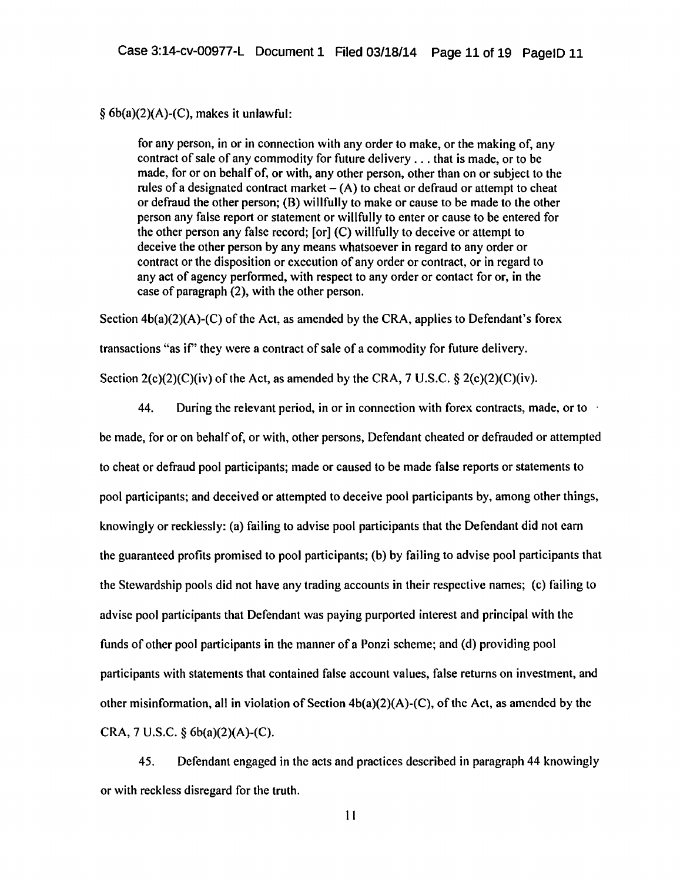§ 6b(a)(2)(A)-(C), makes it unlawful:

> for any person, in or in connection with any order to make, or the making of, any contract of sale of any commodity for future delivery . . . that is made, or to be made, for or on behalf of, or with, any other person, other than on or subject to the rules of a designated contract market – (A) to cheat or defraud or attempt to cheat or defraud the other person; (B) willfully to make or cause to be made to the other person any false report or statement or willfully to enter or cause to be entered for the other person any false record; [or] (C) willfully to deceive or attempt to deceive the other person by any means whatsoever in regard to any order or contract or the disposition or execution of any order or contract, or in regard to any act of agency performed, with respect to any order or contact for or, in the case of paragraph (2), with the other person.

Section 4b(a)(2)(A)-(C) of the Act, as amended by the CRA, applies to Defendant's forex transactions "as if" they were a contract of sale of a commodity for future delivery. Section 2(c)(2)(C)(iv) of the Act, as amended by the CRA, 7 U.S.C. § 2(c)(2)(C)(iv).

44. During the relevant period, in or in connection with forex contracts, made, or to be made, for or on behalf of, or with, other persons, Defendant cheated or defrauded or attempted to cheat or defraud pool participants; made or caused to be made false reports or statements to pool participants; and deceived or attempted to deceive pool participants by, among other things, knowingly or recklessly: (a) failing to advise pool participants that the Defendant did not earn the guaranteed profits promised to pool participants; (b) by failing to advise pool participants that the Stewardship pools did not have any trading accounts in their respective names; (c) failing to advise pool participants that Defendant was paying purported interest and principal with the funds of other pool participants in the manner of a Ponzi scheme; and (d) providing pool participants with statements that contained false account values, false returns on investment, and other misinformation, all in violation of Section 4b(a)(2)(A)-(C), of the Act, as amended by the CRA, 7 U.S.C. § 6b(a)(2)(A)-(C).

45. Defendant engaged in the acts and practices described in paragraph 44 knowingly or with reckless disregard for the truth.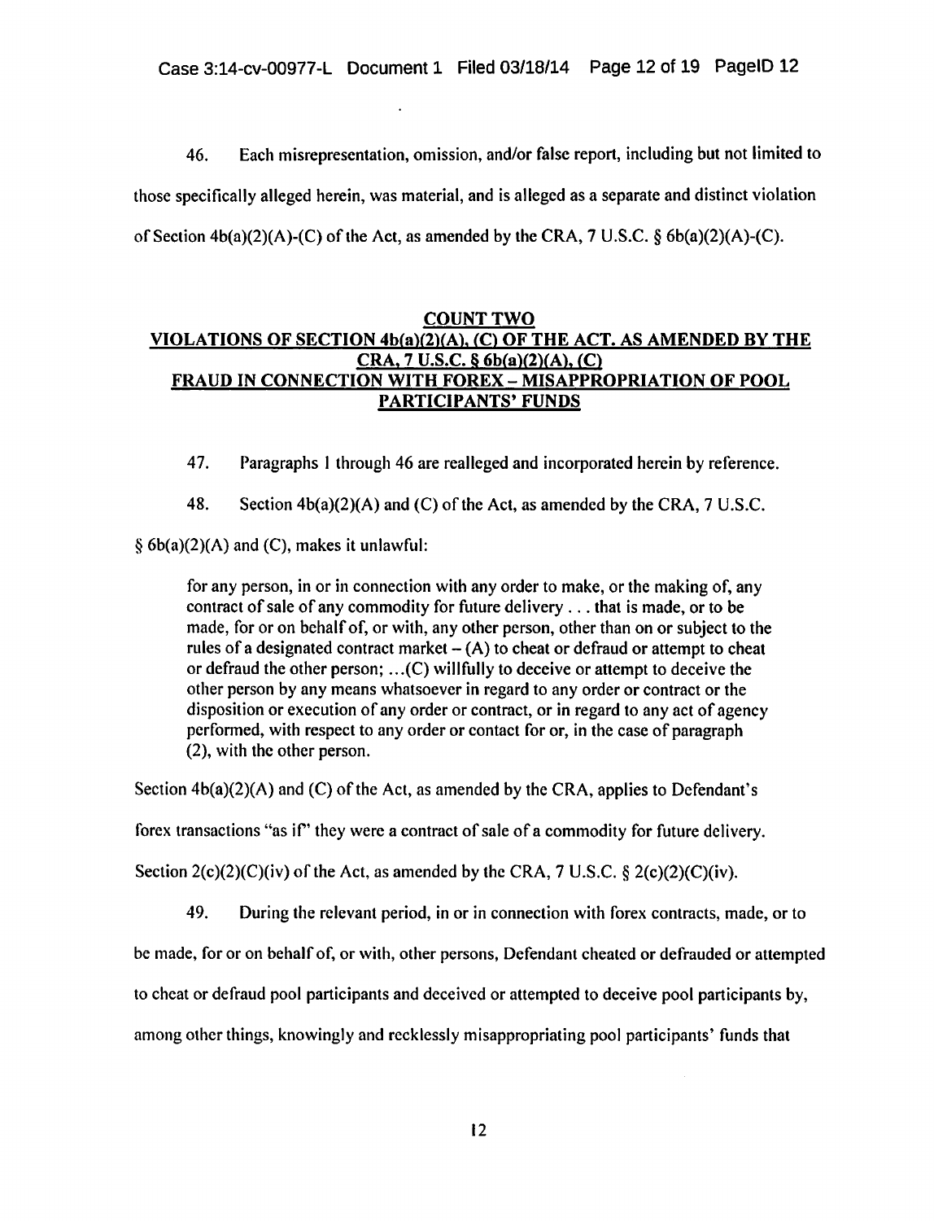46. Each misrepresentation, omission, and/or false report, including but not limited to those specifically alleged herein, was material, and is alleged as a separate and distinct violation of Section 4b(a)(2)(A)-(C) of the Act, as amended by the CRA, 7 U.S.C. § 6b(a)(2)(A)-(C).

**COUNT TWO**
**VIOLATIONS OF SECTION 4b(a)(2)(A), (C) OF THE ACT, AS AMENDED BY THE CRA, 7 U.S.C. § 6b(a)(2)(A), (C)**
**FRAUD IN CONNECTION WITH FOREX – MISAPPROPRIATION OF POOL PARTICIPANTS' FUNDS**

47. Paragraphs 1 through 46 are realleged and incorporated herein by reference.

48. Section 4b(a)(2)(A) and (C) of the Act, as amended by the CRA, 7 U.S.C. § 6b(a)(2)(A) and (C), makes it unlawful:

> for any person, in or in connection with any order to make, or the making of, any contract of sale of any commodity for future delivery . . . that is made, or to be made, for or on behalf of, or with, any other person, other than on or subject to the rules of a designated contract market – (A) to cheat or defraud or attempt to cheat or defraud the other person; ...(C) willfully to deceive or attempt to deceive the other person by any means whatsoever in regard to any order or contract or the disposition or execution of any order or contract, or in regard to any act of agency performed, with respect to any order or contact for or, in the case of paragraph (2), with the other person.

Section 4b(a)(2)(A) and (C) of the Act, as amended by the CRA, applies to Defendant's forex transactions "as if" they were a contract of sale of a commodity for future delivery. Section 2(c)(2)(C)(iv) of the Act, as amended by the CRA, 7 U.S.C. § 2(c)(2)(C)(iv).

49. During the relevant period, in or in connection with forex contracts, made, or to be made, for or on behalf of, or with, other persons, Defendant cheated or defrauded or attempted to cheat or defraud pool participants and deceived or attempted to deceive pool participants by, among other things, knowingly and recklessly misappropriating pool participants' funds that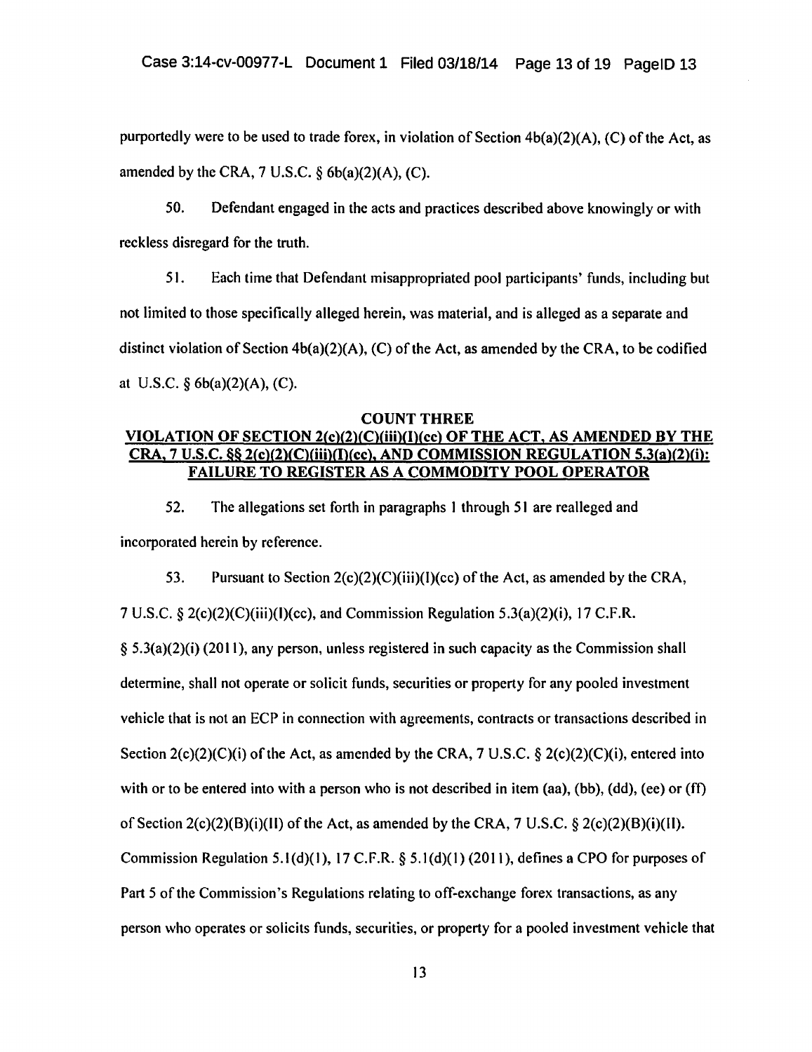purportedly were to be used to trade forex, in violation of Section 4b(a)(2)(A), (C) of the Act, as amended by the CRA, 7 U.S.C. § 6b(a)(2)(A), (C).

50. Defendant engaged in the acts and practices described above knowingly or with reckless disregard for the truth.

51. Each time that Defendant misappropriated pool participants' funds, including but not limited to those specifically alleged herein, was material, and is alleged as a separate and distinct violation of Section 4b(a)(2)(A), (C) of the Act, as amended by the CRA, to be codified at U.S.C. § 6b(a)(2)(A), (C).

**COUNT THREE**

**VIOLATION OF SECTION 2(c)(2)(C)(iii)(I)(cc) OF THE ACT, AS AMENDED BY THE CRA, 7 U.S.C. §§ 2(c)(2)(C)(iii)(I)(cc), AND COMMISSION REGULATION 5.3(a)(2)(i): FAILURE TO REGISTER AS A COMMODITY POOL OPERATOR**

52. The allegations set forth in paragraphs 1 through 51 are realleged and incorporated herein by reference.

53. Pursuant to Section 2(c)(2)(C)(iii)(I)(cc) of the Act, as amended by the CRA, 7 U.S.C. § 2(c)(2)(C)(iii)(I)(cc), and Commission Regulation 5.3(a)(2)(i), 17 C.F.R. § 5.3(a)(2)(i) (2011), any person, unless registered in such capacity as the Commission shall determine, shall not operate or solicit funds, securities or property for any pooled investment vehicle that is not an ECP in connection with agreements, contracts or transactions described in Section 2(c)(2)(C)(i) of the Act, as amended by the CRA, 7 U.S.C. § 2(c)(2)(C)(i), entered into with or to be entered into with a person who is not described in item (aa), (bb), (dd), (ee) or (ff) of Section 2(c)(2)(B)(i)(II) of the Act, as amended by the CRA, 7 U.S.C. § 2(c)(2)(B)(i)(II). Commission Regulation 5.1(d)(1), 17 C.F.R. § 5.1(d)(1) (2011), defines a CPO for purposes of Part 5 of the Commission's Regulations relating to off-exchange forex transactions, as any person who operates or solicits funds, securities, or property for a pooled investment vehicle that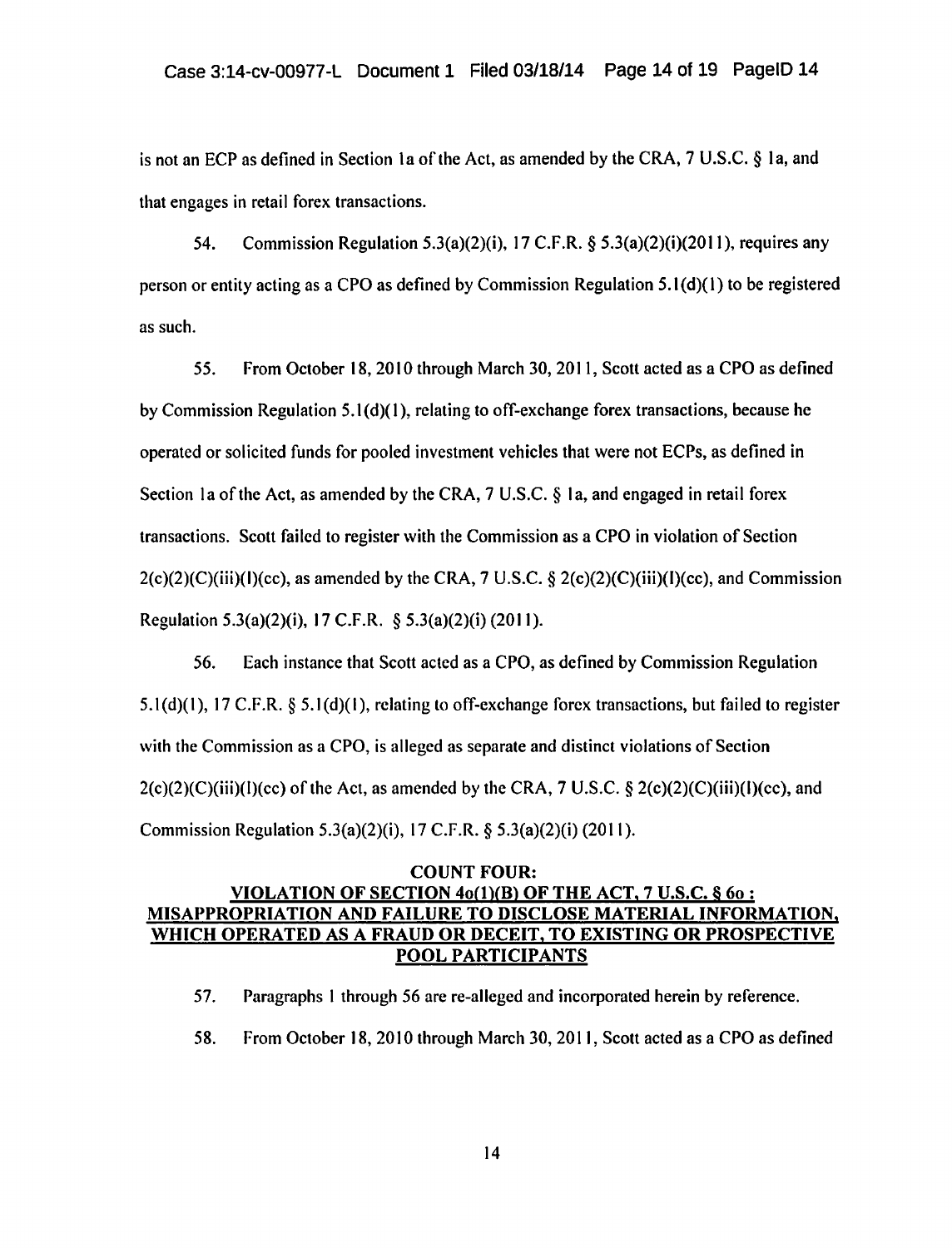is not an ECP as defined in Section 1a of the Act, as amended by the CRA, 7 U.S.C. § 1a, and that engages in retail forex transactions.

54. Commission Regulation 5.3(a)(2)(i), 17 C.F.R. § 5.3(a)(2)(i)(2011), requires any person or entity acting as a CPO as defined by Commission Regulation 5.1(d)(1) to be registered as such.

55. From October 18, 2010 through March 30, 2011, Scott acted as a CPO as defined by Commission Regulation 5.1(d)(1), relating to off-exchange forex transactions, because he operated or solicited funds for pooled investment vehicles that were not ECPs, as defined in Section 1a of the Act, as amended by the CRA, 7 U.S.C. § 1a, and engaged in retail forex transactions. Scott failed to register with the Commission as a CPO in violation of Section 2(c)(2)(C)(iii)(I)(cc), as amended by the CRA, 7 U.S.C. § 2(c)(2)(C)(iii)(I)(cc), and Commission Regulation 5.3(a)(2)(i), 17 C.F.R. § 5.3(a)(2)(i) (2011).

56. Each instance that Scott acted as a CPO, as defined by Commission Regulation 5.1(d)(1), 17 C.F.R. § 5.1(d)(1), relating to off-exchange forex transactions, but failed to register with the Commission as a CPO, is alleged as separate and distinct violations of Section 2(c)(2)(C)(iii)(I)(cc) of the Act, as amended by the CRA, 7 U.S.C. § 2(c)(2)(C)(iii)(I)(cc), and Commission Regulation 5.3(a)(2)(i), 17 C.F.R. § 5.3(a)(2)(i) (2011).

## COUNT FOUR:
## VIOLATION OF SECTION 4o(1)(B) OF THE ACT, 7 U.S.C. § 6o : MISAPPROPRIATION AND FAILURE TO DISCLOSE MATERIAL INFORMATION, WHICH OPERATED AS A FRAUD OR DECEIT, TO EXISTING OR PROSPECTIVE POOL PARTICIPANTS

57. Paragraphs 1 through 56 are re-alleged and incorporated herein by reference.

58. From October 18, 2010 through March 30, 2011, Scott acted as a CPO as defined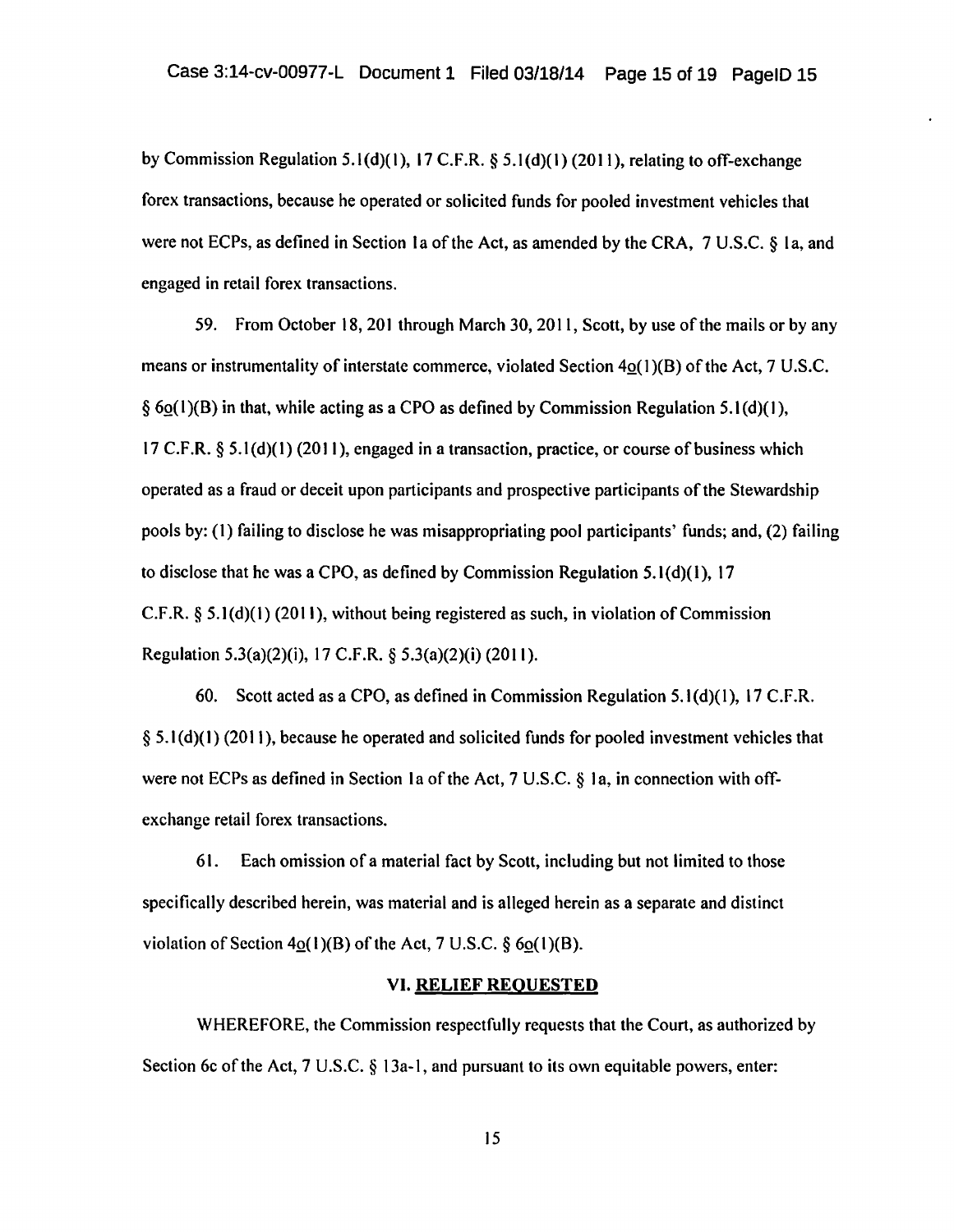by Commission Regulation 5.1(d)(1), 17 C.F.R. § 5.1(d)(1) (2011), relating to off-exchange forex transactions, because he operated or solicited funds for pooled investment vehicles that were not ECPs, as defined in Section 1a of the Act, as amended by the CRA, 7 U.S.C. § 1a, and engaged in retail forex transactions.

59. From October 18, 201 through March 30, 2011, Scott, by use of the mails or by any means or instrumentality of interstate commerce, violated Section 4o(1)(B) of the Act, 7 U.S.C. § 6o(1)(B) in that, while acting as a CPO as defined by Commission Regulation 5.1(d)(1), 17 C.F.R. § 5.1(d)(1) (2011), engaged in a transaction, practice, or course of business which operated as a fraud or deceit upon participants and prospective participants of the Stewardship pools by: (1) failing to disclose he was misappropriating pool participants' funds; and, (2) failing to disclose that he was a CPO, as defined by Commission Regulation 5.1(d)(1), 17 C.F.R. § 5.1(d)(1) (2011), without being registered as such, in violation of Commission Regulation 5.3(a)(2)(i), 17 C.F.R. § 5.3(a)(2)(i) (2011).

60. Scott acted as a CPO, as defined in Commission Regulation 5.1(d)(1), 17 C.F.R. § 5.1(d)(1) (2011), because he operated and solicited funds for pooled investment vehicles that were not ECPs as defined in Section 1a of the Act, 7 U.S.C. § 1a, in connection with off-exchange retail forex transactions.

61. Each omission of a material fact by Scott, including but not limited to those specifically described herein, was material and is alleged herein as a separate and distinct violation of Section 4o(1)(B) of the Act, 7 U.S.C. § 6o(1)(B).

## VI. RELIEF REQUESTED

WHEREFORE, the Commission respectfully requests that the Court, as authorized by Section 6c of the Act, 7 U.S.C. § 13a-1, and pursuant to its own equitable powers, enter: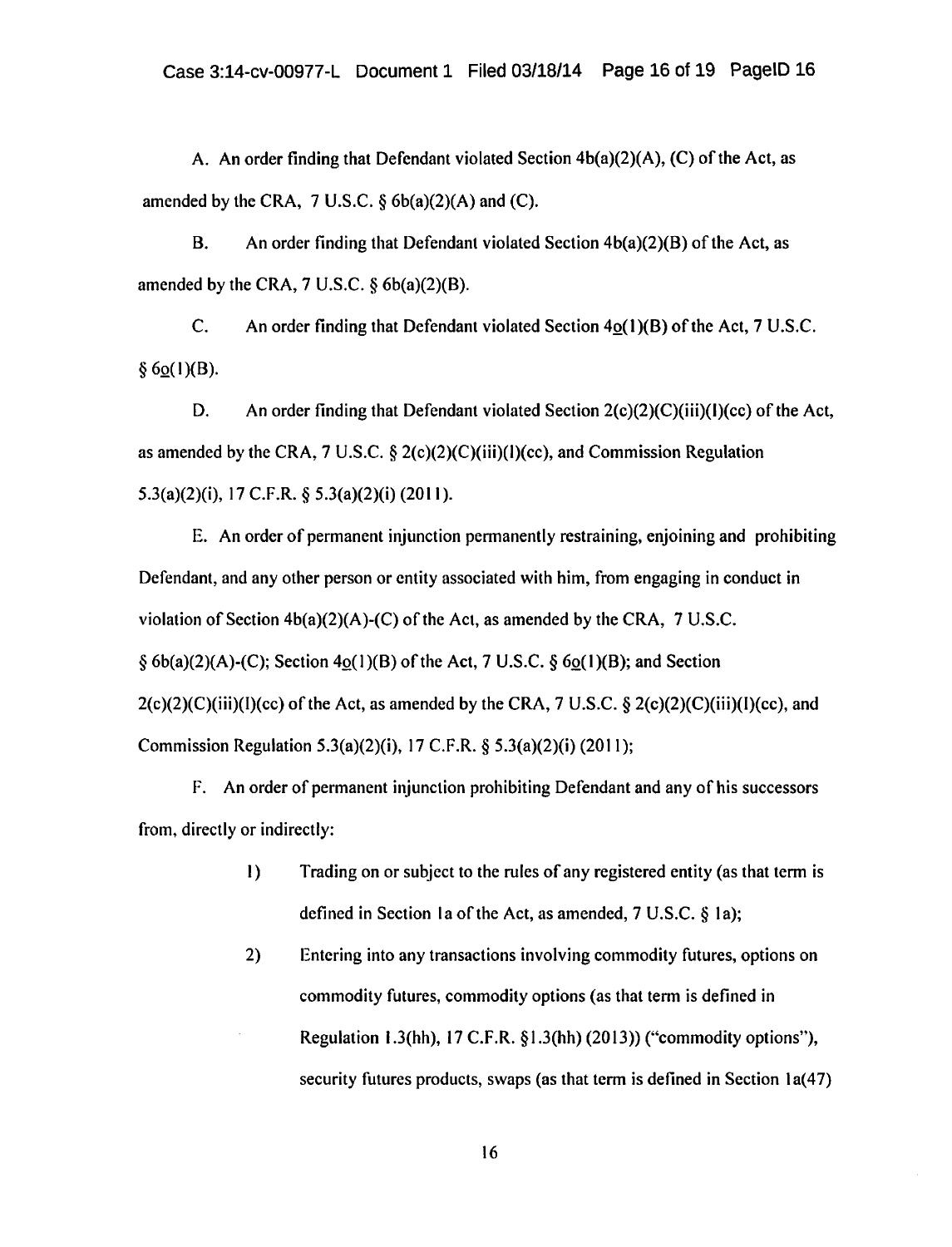A. An order finding that Defendant violated Section 4b(a)(2)(A), (C) of the Act, as amended by the CRA, 7 U.S.C. § 6b(a)(2)(A) and (C).

B. An order finding that Defendant violated Section 4b(a)(2)(B) of the Act, as amended by the CRA, 7 U.S.C. § 6b(a)(2)(B).

C. An order finding that Defendant violated Section 4o(1)(B) of the Act, 7 U.S.C. § 6o(1)(B).

D. An order finding that Defendant violated Section 2(c)(2)(C)(iii)(I)(cc) of the Act, as amended by the CRA, 7 U.S.C. § 2(c)(2)(C)(iii)(I)(cc), and Commission Regulation 5.3(a)(2)(i), 17 C.F.R. § 5.3(a)(2)(i) (2011).

E. An order of permanent injunction permanently restraining, enjoining and prohibiting Defendant, and any other person or entity associated with him, from engaging in conduct in violation of Section 4b(a)(2)(A)-(C) of the Act, as amended by the CRA, 7 U.S.C. § 6b(a)(2)(A)-(C); Section 4o(1)(B) of the Act, 7 U.S.C. § 6o(1)(B); and Section 2(c)(2)(C)(iii)(I)(cc) of the Act, as amended by the CRA, 7 U.S.C. § 2(c)(2)(C)(iii)(I)(cc), and Commission Regulation 5.3(a)(2)(i), 17 C.F.R. § 5.3(a)(2)(i) (2011);

F. An order of permanent injunction prohibiting Defendant and any of his successors from, directly or indirectly:

1) Trading on or subject to the rules of any registered entity (as that term is defined in Section 1a of the Act, as amended, 7 U.S.C. § 1a);

2) Entering into any transactions involving commodity futures, options on commodity futures, commodity options (as that term is defined in Regulation 1.3(hh), 17 C.F.R. §1.3(hh) (2013)) ("commodity options"), security futures products, swaps (as that term is defined in Section 1a(47)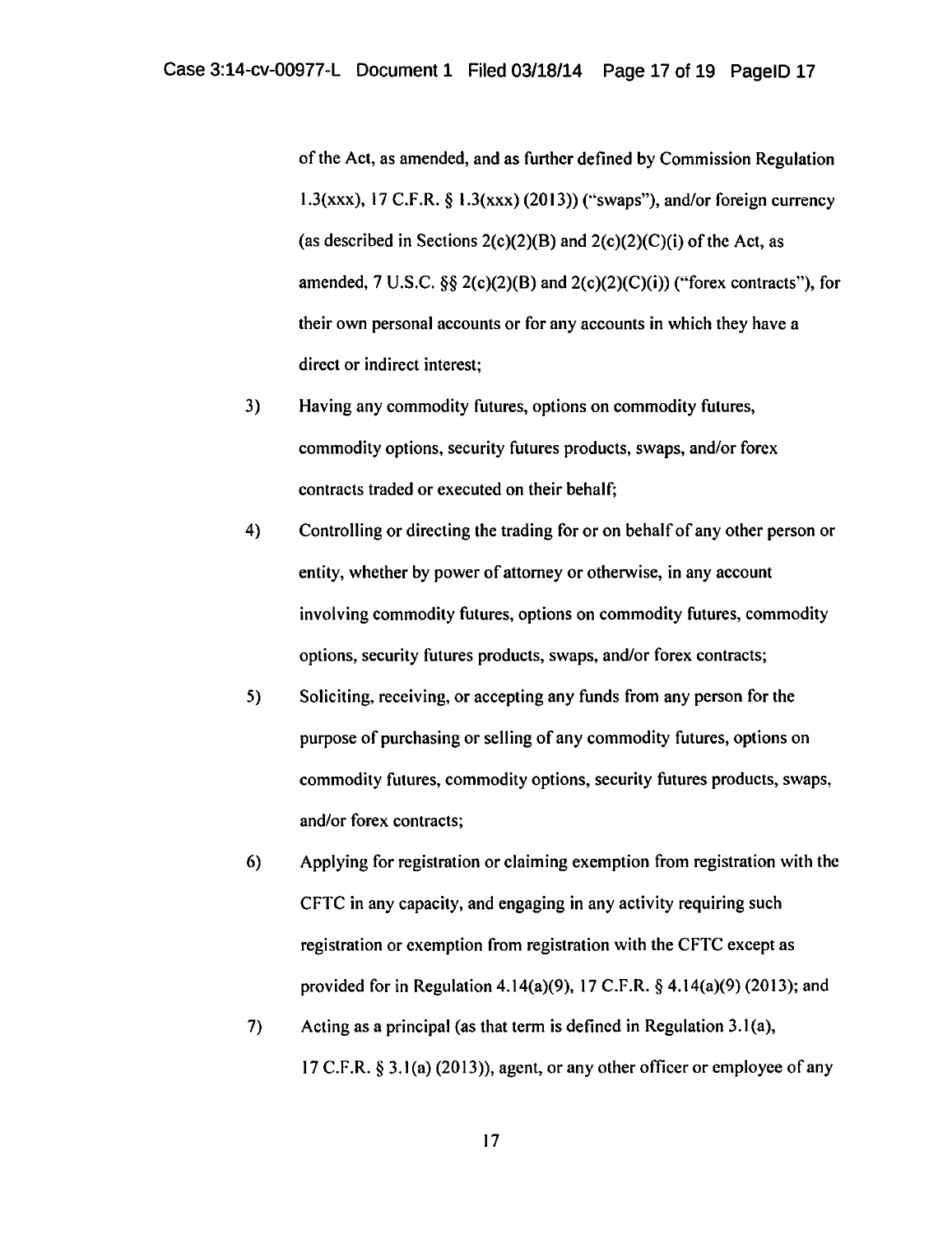of the Act, as amended, and as further defined by Commission Regulation 1.3(xxx), 17 C.F.R. § 1.3(xxx) (2013)) ("swaps"), and/or foreign currency (as described in Sections 2(c)(2)(B) and 2(c)(2)(C)(i) of the Act, as amended, 7 U.S.C. §§ 2(c)(2)(B) and 2(c)(2)(C)(i)) ("forex contracts"), for their own personal accounts or for any accounts in which they have a direct or indirect interest;

3) Having any commodity futures, options on commodity futures, commodity options, security futures products, swaps, and/or forex contracts traded or executed on their behalf;

4) Controlling or directing the trading for or on behalf of any other person or entity, whether by power of attorney or otherwise, in any account involving commodity futures, options on commodity futures, commodity options, security futures products, swaps, and/or forex contracts;

5) Soliciting, receiving, or accepting any funds from any person for the purpose of purchasing or selling of any commodity futures, options on commodity futures, commodity options, security futures products, swaps, and/or forex contracts;

6) Applying for registration or claiming exemption from registration with the CFTC in any capacity, and engaging in any activity requiring such registration or exemption from registration with the CFTC except as provided for in Regulation 4.14(a)(9), 17 C.F.R. § 4.14(a)(9) (2013); and

7) Acting as a principal (as that term is defined in Regulation 3.1(a), 17 C.F.R. § 3.1(a) (2013)), agent, or any other officer or employee of any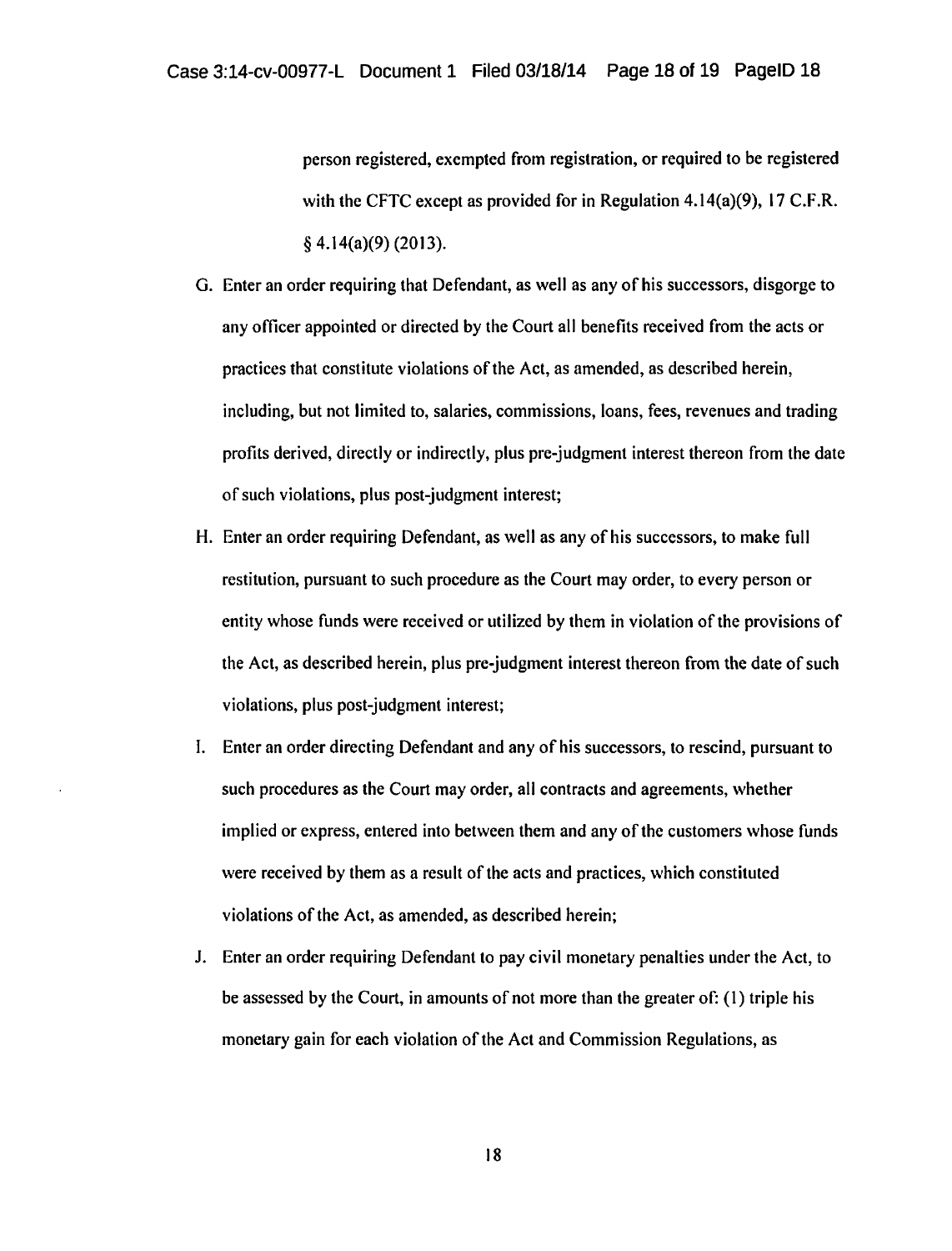person registered, exempted from registration, or required to be registered with the CFTC except as provided for in Regulation 4.14(a)(9), 17 C.F.R. § 4.14(a)(9) (2013).

G. Enter an order requiring that Defendant, as well as any of his successors, disgorge to any officer appointed or directed by the Court all benefits received from the acts or practices that constitute violations of the Act, as amended, as described herein, including, but not limited to, salaries, commissions, loans, fees, revenues and trading profits derived, directly or indirectly, plus pre-judgment interest thereon from the date of such violations, plus post-judgment interest;

H. Enter an order requiring Defendant, as well as any of his successors, to make full restitution, pursuant to such procedure as the Court may order, to every person or entity whose funds were received or utilized by them in violation of the provisions of the Act, as described herein, plus pre-judgment interest thereon from the date of such violations, plus post-judgment interest;

I. Enter an order directing Defendant and any of his successors, to rescind, pursuant to such procedures as the Court may order, all contracts and agreements, whether implied or express, entered into between them and any of the customers whose funds were received by them as a result of the acts and practices, which constituted violations of the Act, as amended, as described herein;

J. Enter an order requiring Defendant to pay civil monetary penalties under the Act, to be assessed by the Court, in amounts of not more than the greater of: (1) triple his monetary gain for each violation of the Act and Commission Regulations, as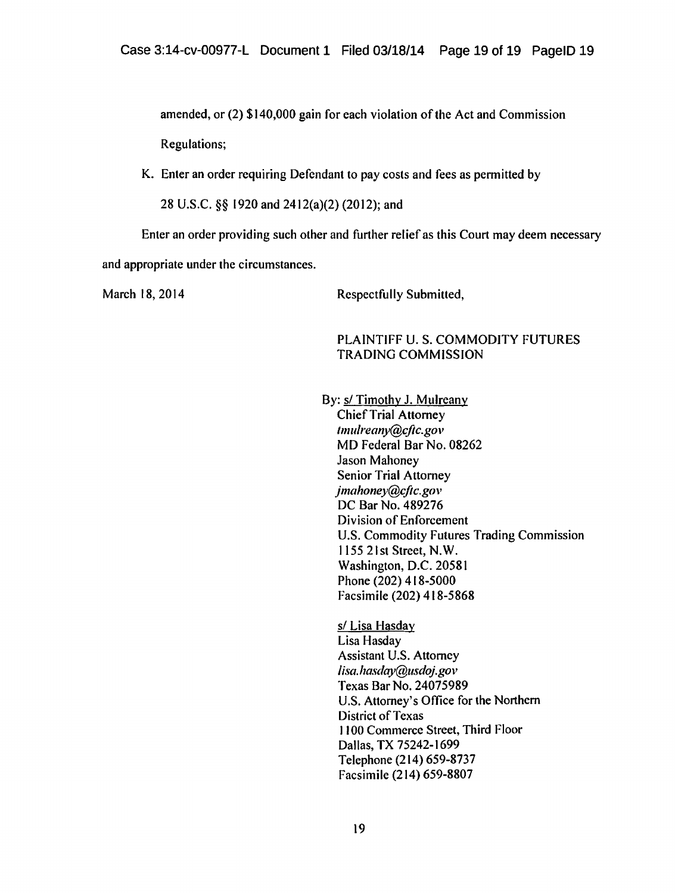amended, or (2) $140,000 gain for each violation of the Act and Commission Regulations;

K. Enter an order requiring Defendant to pay costs and fees as permitted by 28 U.S.C. §§ 1920 and 2412(a)(2) (2012); and

Enter an order providing such other and further relief as this Court may deem necessary and appropriate under the circumstances.

March 18, 2014

Respectfully Submitted,

PLAINTIFF U. S. COMMODITY FUTURES TRADING COMMISSION

By: s/ Timothy J. Mulreany
Chief Trial Attorney
*tmulreany@cftc.gov*
MD Federal Bar No. 08262
Jason Mahoney
Senior Trial Attorney
*jmahoney@cftc.gov*
DC Bar No. 489276
Division of Enforcement
U.S. Commodity Futures Trading Commission
1155 21st Street, N.W.
Washington, D.C. 20581
Phone (202) 418-5000
Facsimile (202) 418-5868

s/ Lisa Hasday
Lisa Hasday
Assistant U.S. Attorney
*lisa.hasday@usdoj.gov*
Texas Bar No. 24075989
U.S. Attorney's Office for the Northern District of Texas
1100 Commerce Street, Third Floor
Dallas, TX 75242-1699
Telephone (214) 659-8737
Facsimile (214) 659-8807